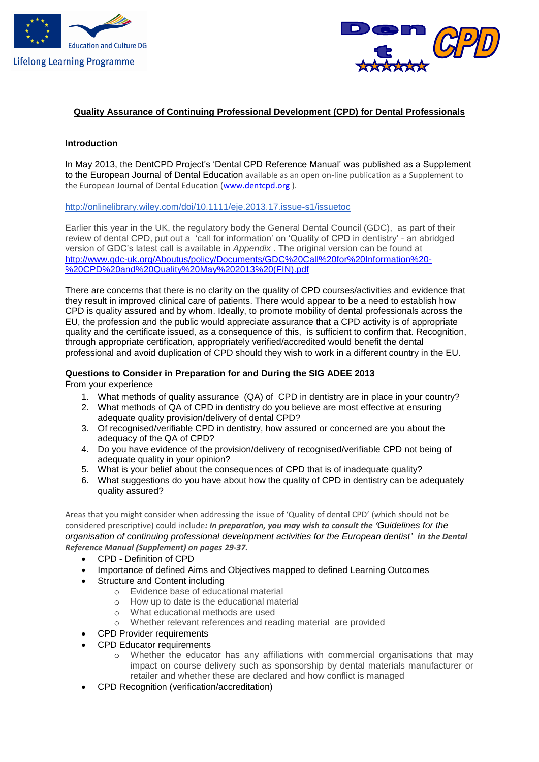Education and Culture DG

Lifelong Learning Programme

DentCPD

## Quality Assurance of Continuing Professional Development (CPD) for Dental Professionals

### Introduction

In May 2013, the DentCPD Project's 'Dental CPD Reference Manual' was published as a Supplement to the European Journal of Dental Education available as an open on-line publication as a Supplement to the European Journal of Dental Education (www.dentcpd.org ).

http://onlinelibrary.wiley.com/doi/10.1111/eje.2013.17.issue-s1/issuetoc

Earlier this year in the UK, the regulatory body the General Dental Council (GDC), as part of their review of dental CPD, put out a 'call for information' on 'Quality of CPD in dentistry' - an abridged version of GDC's latest call is available in *Appendix* . The original version can be found at http://www.gdc-uk.org/Aboutus/policy/Documents/GDC%20Call%20for%20Information%20-%20CPD%20and%20Quality%20May%202013%20(FIN).pdf

There are concerns that there is no clarity on the quality of CPD courses/activities and evidence that they result in improved clinical care of patients. There would appear to be a need to establish how CPD is quality assured and by whom. Ideally, to promote mobility of dental professionals across the EU, the profession and the public would appreciate assurance that a CPD activity is of appropriate quality and the certificate issued, as a consequence of this, is sufficient to confirm that. Recognition, through appropriate certification, appropriately verified/accredited would benefit the dental professional and avoid duplication of CPD should they wish to work in a different country in the EU.

### Questions to Consider in Preparation for and During the SIG ADEE 2013

From your experience

1. What methods of quality assurance (QA) of CPD in dentistry are in place in your country?
2. What methods of QA of CPD in dentistry do you believe are most effective at ensuring adequate quality provision/delivery of dental CPD?
3. Of recognised/verifiable CPD in dentistry, how assured or concerned are you about the adequacy of the QA of CPD?
4. Do you have evidence of the provision/delivery of recognised/verifiable CPD not being of adequate quality in your opinion?
5. What is your belief about the consequences of CPD that is of inadequate quality?
6. What suggestions do you have about how the quality of CPD in dentistry can be adequately quality assured?

Areas that you might consider when addressing the issue of 'Quality of dental CPD' (which should not be considered prescriptive) could include***: In preparation, you may wish to consult the 'Guidelines for the organisation of continuing professional development activities for the European dentist' in the Dental Reference Manual (Supplement) on pages 29-37.***

- CPD - Definition of CPD
- Importance of defined Aims and Objectives mapped to defined Learning Outcomes
- Structure and Content including
  - Evidence base of educational material
  - How up to date is the educational material
  - What educational methods are used
  - Whether relevant references and reading material are provided
- CPD Provider requirements
- CPD Educator requirements
  - Whether the educator has any affiliations with commercial organisations that may impact on course delivery such as sponsorship by dental materials manufacturer or retailer and whether these are declared and how conflict is managed
- CPD Recognition (verification/accreditation)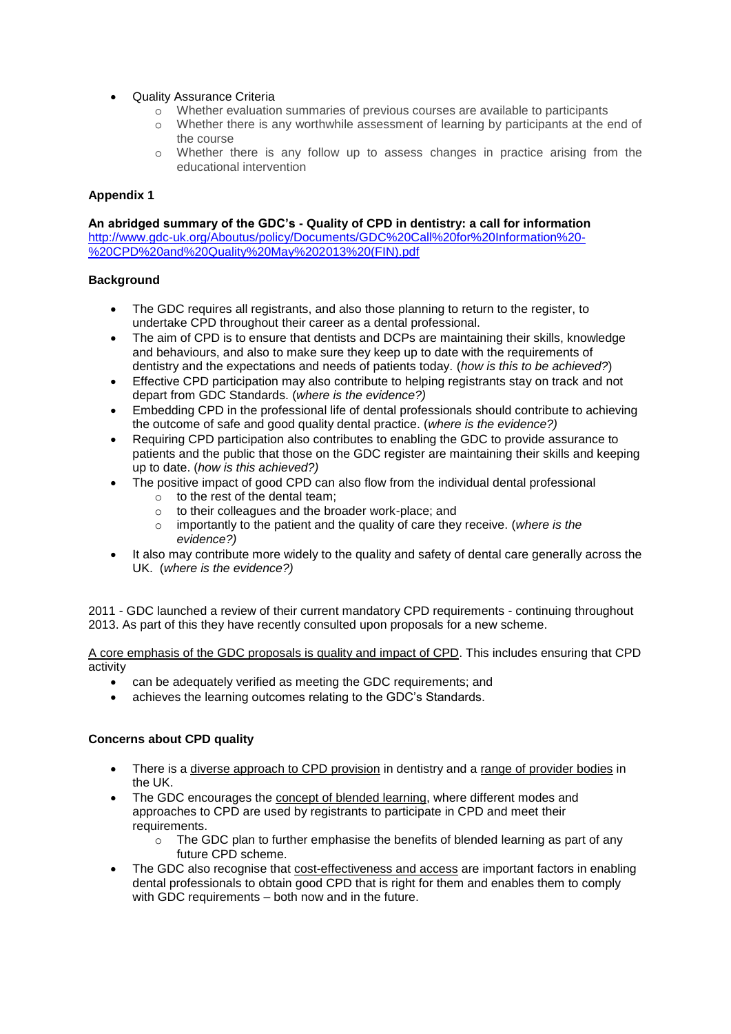- Quality Assurance Criteria
  - Whether evaluation summaries of previous courses are available to participants
  - Whether there is any worthwhile assessment of learning by participants at the end of the course
  - Whether there is any follow up to assess changes in practice arising from the educational intervention

**Appendix 1**

**An abridged summary of the GDC's - Quality of CPD in dentistry: a call for information**
http://www.gdc-uk.org/Aboutus/policy/Documents/GDC%20Call%20for%20Information%20-%20CPD%20and%20Quality%20May%202013%20(FIN).pdf

**Background**

- The GDC requires all registrants, and also those planning to return to the register, to undertake CPD throughout their career as a dental professional.
- The aim of CPD is to ensure that dentists and DCPs are maintaining their skills, knowledge and behaviours, and also to make sure they keep up to date with the requirements of dentistry and the expectations and needs of patients today. (*how is this to be achieved?*)
- Effective CPD participation may also contribute to helping registrants stay on track and not depart from GDC Standards. (*where is the evidence?)*
- Embedding CPD in the professional life of dental professionals should contribute to achieving the outcome of safe and good quality dental practice. (*where is the evidence?)*
- Requiring CPD participation also contributes to enabling the GDC to provide assurance to patients and the public that those on the GDC register are maintaining their skills and keeping up to date. (*how is this achieved?)*
- The positive impact of good CPD can also flow from the individual dental professional
  - to the rest of the dental team;
  - to their colleagues and the broader work-place; and
  - importantly to the patient and the quality of care they receive. (*where is the evidence?)*
- It also may contribute more widely to the quality and safety of dental care generally across the UK. (*where is the evidence?)*

2011 - GDC launched a review of their current mandatory CPD requirements - continuing throughout 2013. As part of this they have recently consulted upon proposals for a new scheme.

<u>A core emphasis of the GDC proposals is quality and impact of CPD</u>. This includes ensuring that CPD activity

- can be adequately verified as meeting the GDC requirements; and
- achieves the learning outcomes relating to the GDC's Standards.

**Concerns about CPD quality**

- There is a <u>diverse approach to CPD provision</u> in dentistry and a <u>range of provider bodies</u> in the UK.
- The GDC encourages the <u>concept of blended learning</u>, where different modes and approaches to CPD are used by registrants to participate in CPD and meet their requirements.
  - The GDC plan to further emphasise the benefits of blended learning as part of any future CPD scheme.
- The GDC also recognise that <u>cost-effectiveness and access</u> are important factors in enabling dental professionals to obtain good CPD that is right for them and enables them to comply with GDC requirements – both now and in the future.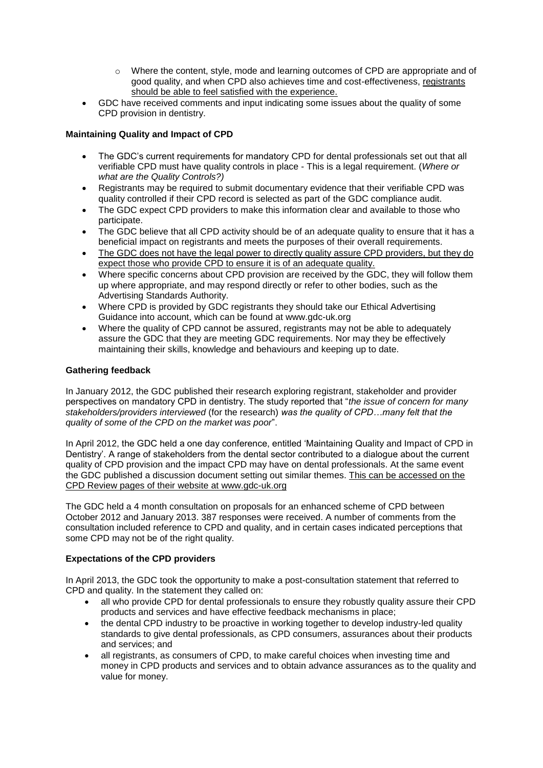- Where the content, style, mode and learning outcomes of CPD are appropriate and of good quality, and when CPD also achieves time and cost-effectiveness, registrants should be able to feel satisfied with the experience.
- GDC have received comments and input indicating some issues about the quality of some CPD provision in dentistry.

**Maintaining Quality and Impact of CPD**

- The GDC's current requirements for mandatory CPD for dental professionals set out that all verifiable CPD must have quality controls in place - This is a legal requirement. (*Where or what are the Quality Controls?)*
- Registrants may be required to submit documentary evidence that their verifiable CPD was quality controlled if their CPD record is selected as part of the GDC compliance audit.
- The GDC expect CPD providers to make this information clear and available to those who participate.
- The GDC believe that all CPD activity should be of an adequate quality to ensure that it has a beneficial impact on registrants and meets the purposes of their overall requirements.
- The GDC does not have the legal power to directly quality assure CPD providers, but they do expect those who provide CPD to ensure it is of an adequate quality.
- Where specific concerns about CPD provision are received by the GDC, they will follow them up where appropriate, and may respond directly or refer to other bodies, such as the Advertising Standards Authority.
- Where CPD is provided by GDC registrants they should take our Ethical Advertising Guidance into account, which can be found at www.gdc-uk.org
- Where the quality of CPD cannot be assured, registrants may not be able to adequately assure the GDC that they are meeting GDC requirements. Nor may they be effectively maintaining their skills, knowledge and behaviours and keeping up to date.

**Gathering feedback**

In January 2012, the GDC published their research exploring registrant, stakeholder and provider perspectives on mandatory CPD in dentistry. The study reported that "*the issue of concern for many stakeholders/providers interviewed* (for the research) *was the quality of CPD…many felt that the quality of some of the CPD on the market was poor*".

In April 2012, the GDC held a one day conference, entitled 'Maintaining Quality and Impact of CPD in Dentistry'. A range of stakeholders from the dental sector contributed to a dialogue about the current quality of CPD provision and the impact CPD may have on dental professionals. At the same event the GDC published a discussion document setting out similar themes. This can be accessed on the CPD Review pages of their website at www.gdc-uk.org

The GDC held a 4 month consultation on proposals for an enhanced scheme of CPD between October 2012 and January 2013. 387 responses were received. A number of comments from the consultation included reference to CPD and quality, and in certain cases indicated perceptions that some CPD may not be of the right quality.

**Expectations of the CPD providers**

In April 2013, the GDC took the opportunity to make a post-consultation statement that referred to CPD and quality. In the statement they called on:

- all who provide CPD for dental professionals to ensure they robustly quality assure their CPD products and services and have effective feedback mechanisms in place;
- the dental CPD industry to be proactive in working together to develop industry-led quality standards to give dental professionals, as CPD consumers, assurances about their products and services; and
- all registrants, as consumers of CPD, to make careful choices when investing time and money in CPD products and services and to obtain advance assurances as to the quality and value for money.